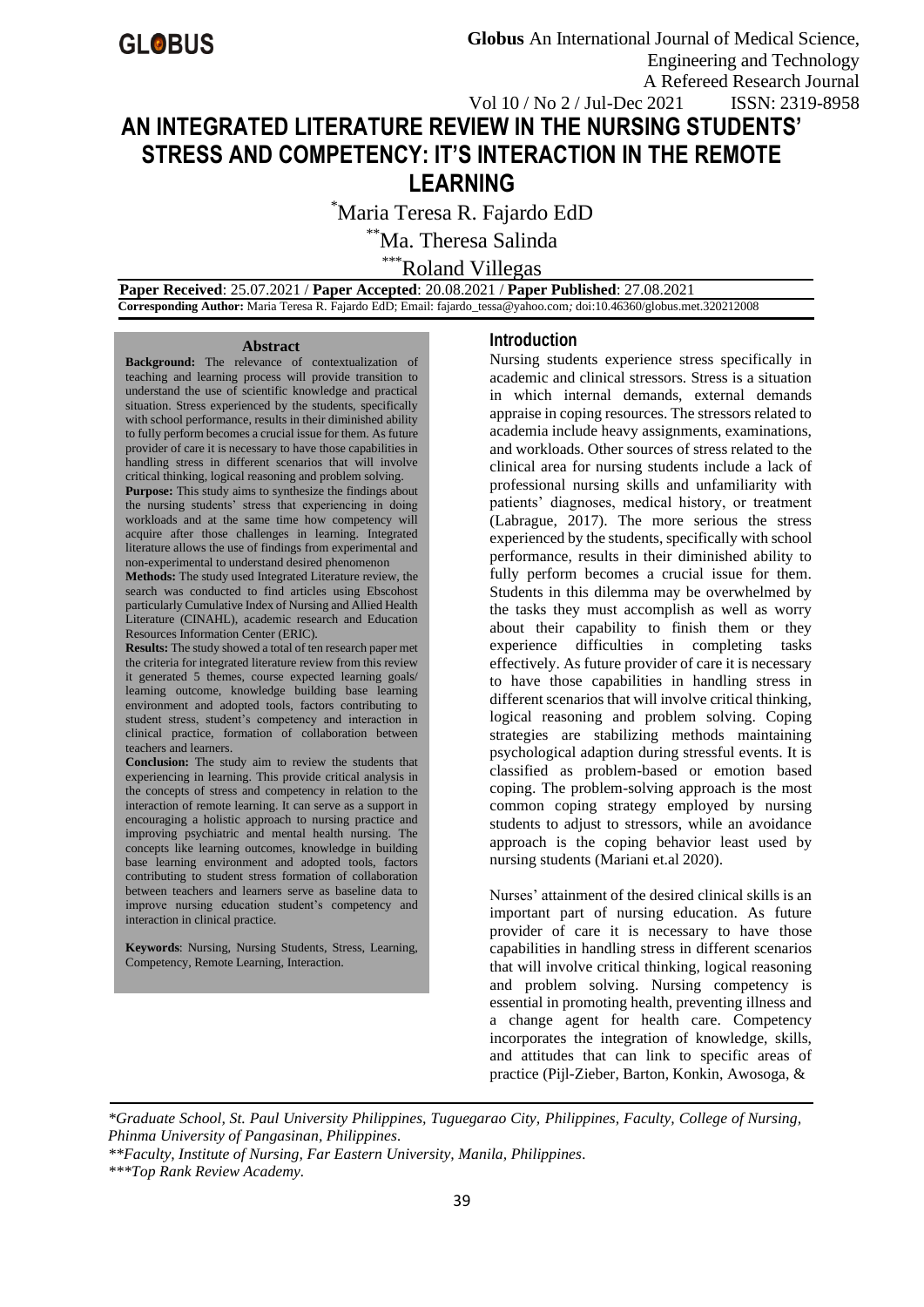# AN INTEGRATED LITERATURE REVIEW IN THE NURSING STUDENTS' STRESS AND COMPETENCY: IT'S INTERACTION IN THE REMOTE LEARNING

*Maria Teresa R. Fajardo EdD

**Ma. Theresa Salinda

***Roland Villegas

**Paper Received**: 25.07.2021 / **Paper Accepted**: 20.08.2021 / **Paper Published**: 27.08.2021

**Corresponding Author:** Maria Teresa R. Fajardo EdD; Email: fajardo_tessa@yahoo.com*;* doi:10.46360/globus.met.320212008

### Abstract

**Background:** The relevance of contextualization of teaching and learning process will provide transition to understand the use of scientific knowledge and practical situation. Stress experienced by the students, specifically with school performance, results in their diminished ability to fully perform becomes a crucial issue for them. As future provider of care it is necessary to have those capabilities in handling stress in different scenarios that will involve critical thinking, logical reasoning and problem solving.

**Purpose:** This study aims to synthesize the findings about the nursing students' stress that experiencing in doing workloads and at the same time how competency will acquire after those challenges in learning. Integrated literature allows the use of findings from experimental and non-experimental to understand desired phenomenon

**Methods:** The study used Integrated Literature review, the search was conducted to find articles using Ebscohost particularly Cumulative Index of Nursing and Allied Health Literature (CINAHL), academic research and Education Resources Information Center (ERIC).

**Results:** The study showed a total of ten research paper met the criteria for integrated literature review from this review it generated 5 themes, course expected learning goals/ learning outcome, knowledge building base learning environment and adopted tools, factors contributing to student stress, student's competency and interaction in clinical practice, formation of collaboration between teachers and learners.

**Conclusion:** The study aim to review the students that experiencing in learning. This provide critical analysis in the concepts of stress and competency in relation to the interaction of remote learning. It can serve as a support in encouraging a holistic approach to nursing practice and improving psychiatric and mental health nursing. The concepts like learning outcomes, knowledge in building base learning environment and adopted tools, factors contributing to student stress formation of collaboration between teachers and learners serve as baseline data to improve nursing education student's competency and interaction in clinical practice.

**Keywords**: Nursing, Nursing Students, Stress, Learning, Competency, Remote Learning, Interaction.

## Introduction

Nursing students experience stress specifically in academic and clinical stressors. Stress is a situation in which internal demands, external demands appraise in coping resources. The stressors related to academia include heavy assignments, examinations, and workloads. Other sources of stress related to the clinical area for nursing students include a lack of professional nursing skills and unfamiliarity with patients' diagnoses, medical history, or treatment (Labrague, 2017). The more serious the stress experienced by the students, specifically with school performance, results in their diminished ability to fully perform becomes a crucial issue for them. Students in this dilemma may be overwhelmed by the tasks they must accomplish as well as worry about their capability to finish them or they experience difficulties in completing tasks effectively. As future provider of care it is necessary to have those capabilities in handling stress in different scenarios that will involve critical thinking, logical reasoning and problem solving. Coping strategies are stabilizing methods maintaining psychological adaption during stressful events. It is classified as problem-based or emotion based coping. The problem-solving approach is the most common coping strategy employed by nursing students to adjust to stressors, while an avoidance approach is the coping behavior least used by nursing students (Mariani et.al 2020).

Nurses' attainment of the desired clinical skills is an important part of nursing education. As future provider of care it is necessary to have those capabilities in handling stress in different scenarios that will involve critical thinking, logical reasoning and problem solving. Nursing competency is essential in promoting health, preventing illness and a change agent for health care. Competency incorporates the integration of knowledge, skills, and attitudes that can link to specific areas of practice (Pijl-Zieber, Barton, Konkin, Awosoga, &

*Graduate School, St. Paul University Philippines, Tuguegarao City, Philippines, Faculty, College of Nursing, Phinma University of Pangasinan, Philippines.*

*\*\*Faculty, Institute of Nursing, Far Eastern University, Manila, Philippines.*

*\*\*\*Top Rank Review Academy.*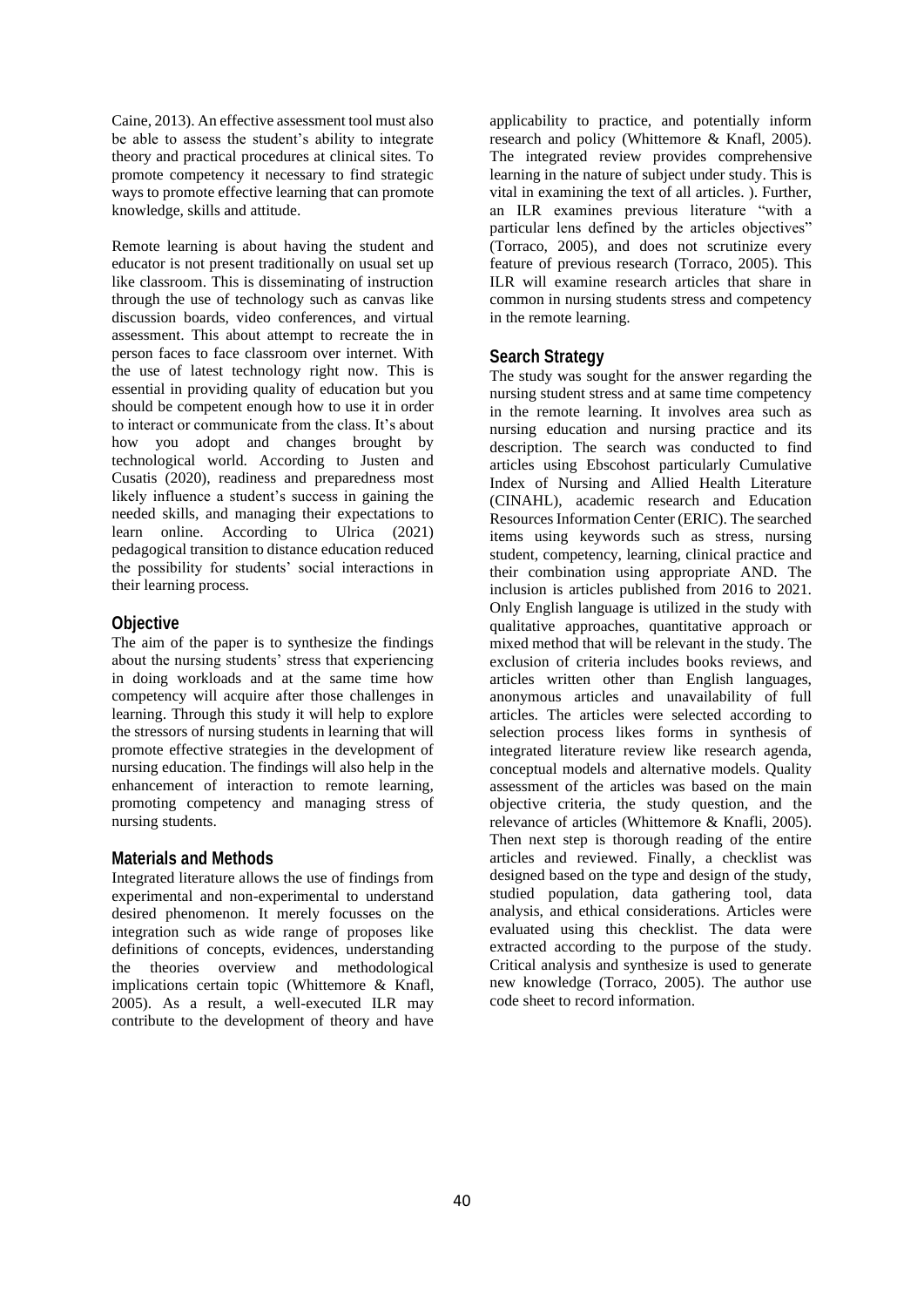Caine, 2013). An effective assessment tool must also be able to assess the student's ability to integrate theory and practical procedures at clinical sites. To promote competency it necessary to find strategic ways to promote effective learning that can promote knowledge, skills and attitude.

Remote learning is about having the student and educator is not present traditionally on usual set up like classroom. This is disseminating of instruction through the use of technology such as canvas like discussion boards, video conferences, and virtual assessment. This about attempt to recreate the in person faces to face classroom over internet. With the use of latest technology right now. This is essential in providing quality of education but you should be competent enough how to use it in order to interact or communicate from the class. It's about how you adopt and changes brought by technological world. According to Justen and Cusatis (2020), readiness and preparedness most likely influence a student's success in gaining the needed skills, and managing their expectations to learn online. According to Ulrica (2021) pedagogical transition to distance education reduced the possibility for students' social interactions in their learning process.

## Objective

The aim of the paper is to synthesize the findings about the nursing students' stress that experiencing in doing workloads and at the same time how competency will acquire after those challenges in learning. Through this study it will help to explore the stressors of nursing students in learning that will promote effective strategies in the development of nursing education. The findings will also help in the enhancement of interaction to remote learning, promoting competency and managing stress of nursing students.

## Materials and Methods

Integrated literature allows the use of findings from experimental and non-experimental to understand desired phenomenon. It merely focusses on the integration such as wide range of proposes like definitions of concepts, evidences, understanding the theories overview and methodological implications certain topic (Whittemore & Knafl, 2005). As a result, a well-executed ILR may contribute to the development of theory and have applicability to practice, and potentially inform research and policy (Whittemore & Knafl, 2005). The integrated review provides comprehensive learning in the nature of subject under study. This is vital in examining the text of all articles. ). Further, an ILR examines previous literature "with a particular lens defined by the articles objectives" (Torraco, 2005), and does not scrutinize every feature of previous research (Torraco, 2005). This ILR will examine research articles that share in common in nursing students stress and competency in the remote learning.

## Search Strategy

The study was sought for the answer regarding the nursing student stress and at same time competency in the remote learning. It involves area such as nursing education and nursing practice and its description. The search was conducted to find articles using Ebscohost particularly Cumulative Index of Nursing and Allied Health Literature (CINAHL), academic research and Education Resources Information Center (ERIC). The searched items using keywords such as stress, nursing student, competency, learning, clinical practice and their combination using appropriate AND. The inclusion is articles published from 2016 to 2021. Only English language is utilized in the study with qualitative approaches, quantitative approach or mixed method that will be relevant in the study. The exclusion of criteria includes books reviews, and articles written other than English languages, anonymous articles and unavailability of full articles. The articles were selected according to selection process likes forms in synthesis of integrated literature review like research agenda, conceptual models and alternative models. Quality assessment of the articles was based on the main objective criteria, the study question, and the relevance of articles (Whittemore & Knafli, 2005). Then next step is thorough reading of the entire articles and reviewed. Finally, a checklist was designed based on the type and design of the study, studied population, data gathering tool, data analysis, and ethical considerations. Articles were evaluated using this checklist. The data were extracted according to the purpose of the study. Critical analysis and synthesize is used to generate new knowledge (Torraco, 2005). The author use code sheet to record information.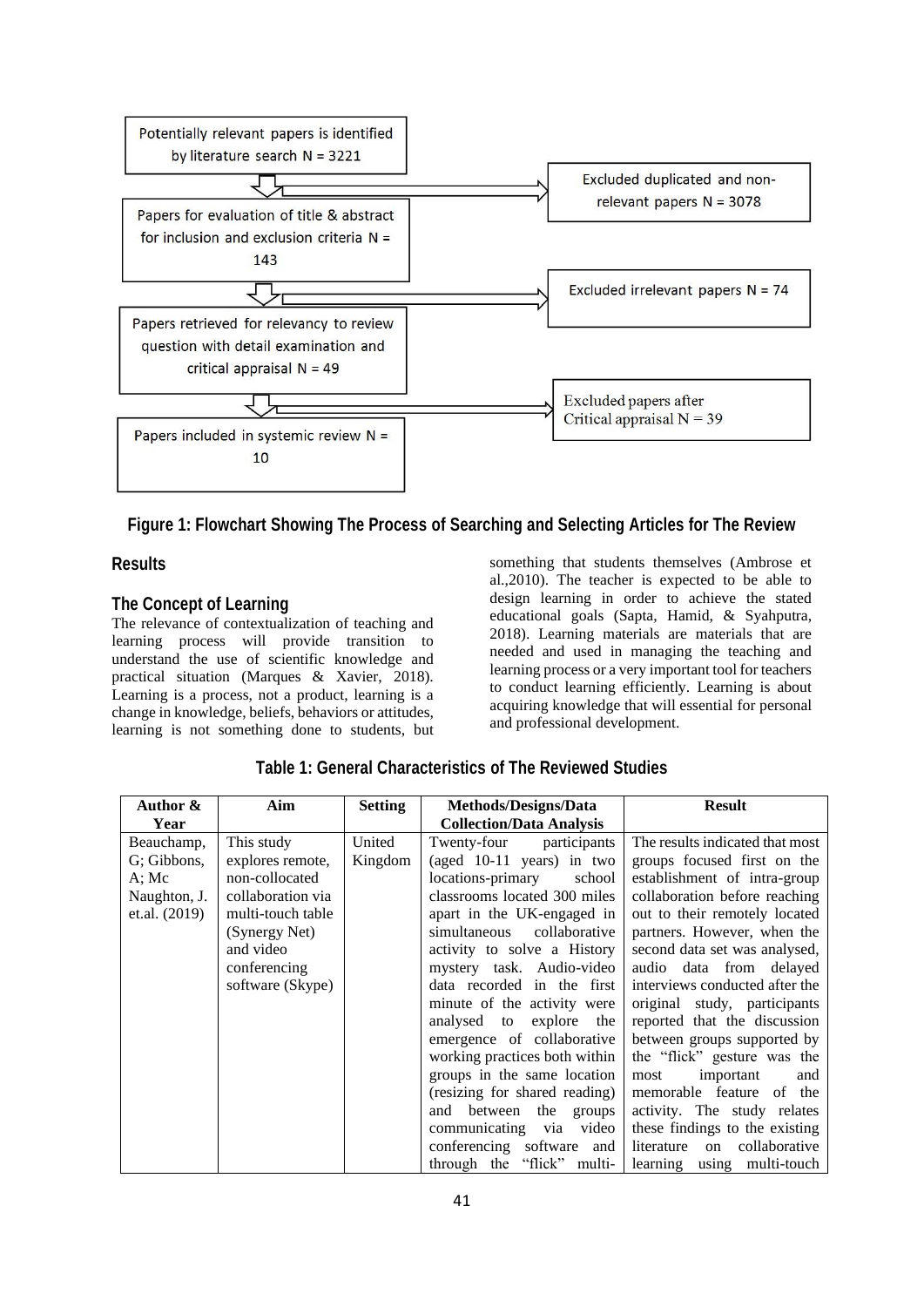Potentially relevant papers is identified by literature search N = 3221

→ Excluded duplicated and non-relevant papers N = 3078

Papers for evaluation of title & abstract for inclusion and exclusion criteria N = 143

→ Excluded irrelevant papers N = 74

Papers retrieved for relevancy to review question with detail examination and critical appraisal N = 49

→ Excluded papers after Critical appraisal N = 39

Papers included in systemic review N = 10

**Figure 1: Flowchart Showing The Process of Searching and Selecting Articles for The Review**

## Results

### The Concept of Learning

The relevance of contextualization of teaching and learning process will provide transition to understand the use of scientific knowledge and practical situation (Marques & Xavier, 2018). Learning is a process, not a product, learning is a change in knowledge, beliefs, behaviors or attitudes, learning is not something done to students, but something that students themselves (Ambrose et al.,2010). The teacher is expected to be able to design learning in order to achieve the stated educational goals (Sapta, Hamid, & Syahputra, 2018). Learning materials are materials that are needed and used in managing the teaching and learning process or a very important tool for teachers to conduct learning efficiently. Learning is about acquiring knowledge that will essential for personal and professional development.

**Table 1: General Characteristics of The Reviewed Studies**

| Author & Year | Aim | Setting | Methods/Designs/Data Collection/Data Analysis | Result |
|---|---|---|---|---|
| Beauchamp, G; Gibbons, A; Mc Naughton, J. et.al. (2019) | This study explores remote, non-collocated collaboration via multi-touch table (Synergy Net) and video conferencing software (Skype) | United Kingdom | Twenty-four participants (aged 10-11 years) in two locations-primary school classrooms located 300 miles apart in the UK-engaged in simultaneous collaborative activity to solve a History mystery task. Audio-video data recorded in the first minute of the activity were analysed to explore the emergence of collaborative working practices both within groups in the same location (resizing for shared reading) and between the groups communicating via video conferencing software and through the "flick" multi- | The results indicated that most groups focused first on the establishment of intra-group collaboration before reaching out to their remotely located partners. However, when the second data set was analysed, audio data from delayed interviews conducted after the original study, participants reported that the discussion between groups supported by the "flick" gesture was the most important and memorable feature of the activity. The study relates these findings to the existing literature on collaborative learning using multi-touch |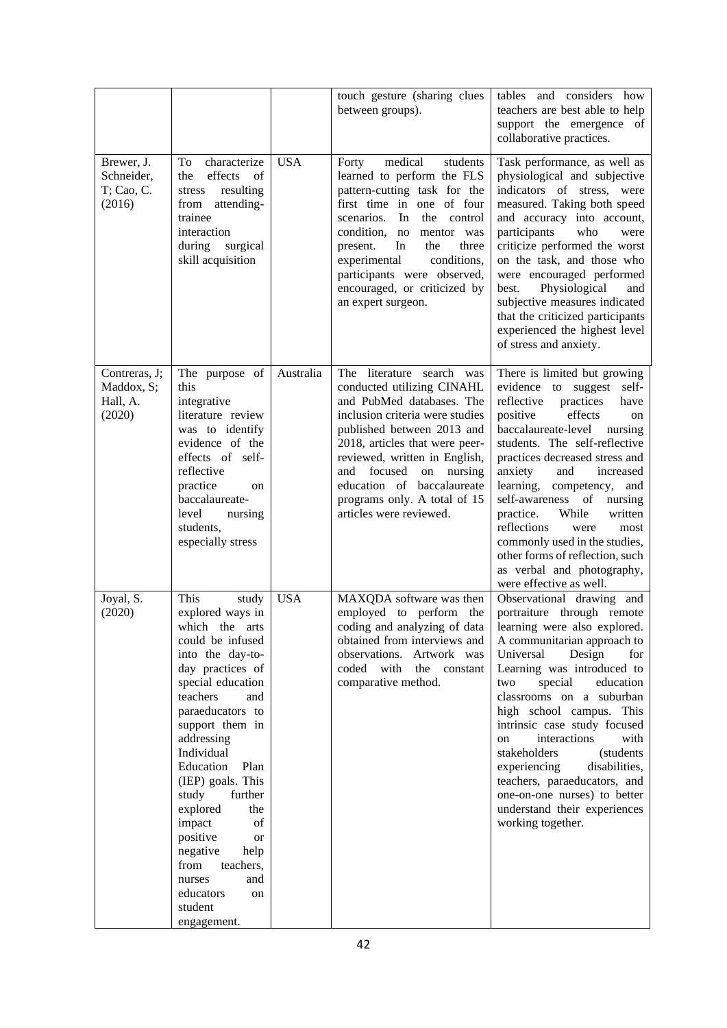| | | | touch gesture (sharing clues between groups). | tables and considers how teachers are best able to help support the emergence of collaborative practices. |
|---|---|---|---|---|
| Brewer, J. Schneider, T; Cao, C. (2016) | To characterize the effects of stress resulting from attending-trainee interaction during surgical skill acquisition | USA | Forty medical students learned to perform the FLS pattern-cutting task for the first time in one of four scenarios. In the control condition, no mentor was present. In the three experimental conditions, participants were observed, encouraged, or criticized by an expert surgeon. | Task performance, as well as physiological and subjective indicators of stress, were measured. Taking both speed and accuracy into account, participants who were criticize performed the worst on the task, and those who were encouraged performed best. Physiological and subjective measures indicated that the criticized participants experienced the highest level of stress and anxiety. |
| Contreras, J; Maddox, S; Hall, A. (2020) | The purpose of this integrative literature review was to identify evidence of the effects of self-reflective practice on baccalaureate-level nursing students, especially stress | Australia | The literature search was conducted utilizing CINAHL and PubMed databases. The inclusion criteria were studies published between 2013 and 2018, articles that were peer-reviewed, written in English, and focused on nursing education of baccalaureate programs only. A total of 15 articles were reviewed. | There is limited but growing evidence to suggest self-reflective practices have positive effects on baccalaureate-level nursing students. The self-reflective practices decreased stress and anxiety and increased learning, competency, and self-awareness of nursing practice. While written reflections were most commonly used in the studies, other forms of reflection, such as verbal and photography, were effective as well. |
| Joyal, S. (2020) | This study explored ways in which the arts could be infused into the day-to-day practices of special education teachers and paraeducators to support them in addressing Individual Education Plan (IEP) goals. This study further explored the impact of positive or negative help from teachers, nurses and educators on student engagement. | USA | MAXQDA software was then employed to perform the coding and analyzing of data obtained from interviews and observations. Artwork was coded with the constant comparative method. | Observational drawing and portraiture through remote learning were also explored. A communitarian approach to Universal Design for Learning was introduced to two special education classrooms on a suburban high school campus. This intrinsic case study focused on interactions with stakeholders (students experiencing disabilities, teachers, paraeducators, and one-on-one nurses) to better understand their experiences working together. |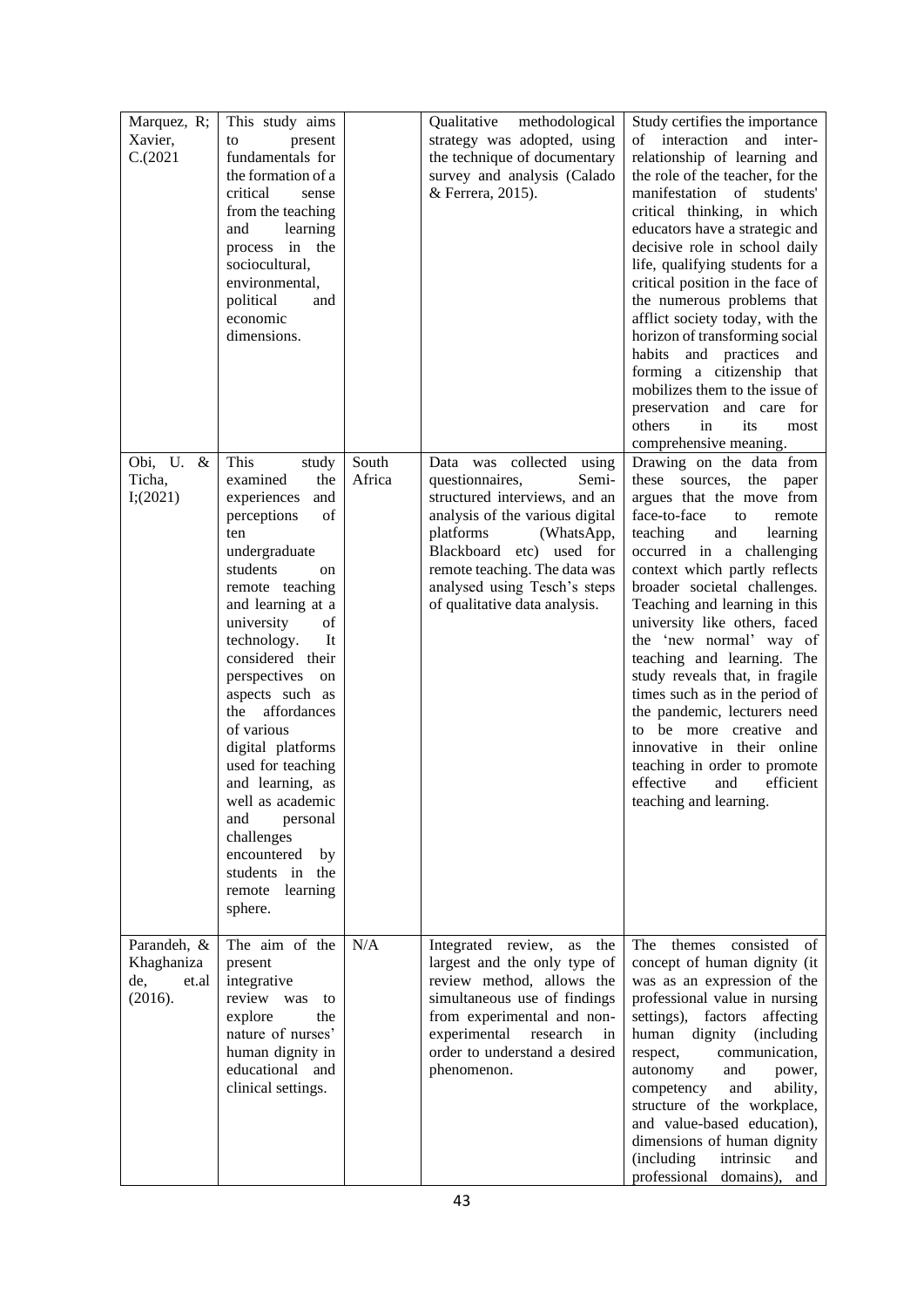| | | | | |
|---|---|---|---|---|
| Marquez, R; Xavier, C.(2021 | This study aims to present fundamentals for the formation of a critical sense from the teaching and learning process in the sociocultural, environmental, political and economic dimensions. | | Qualitative methodological strategy was adopted, using the technique of documentary survey and analysis (Calado & Ferrera, 2015). | Study certifies the importance of interaction and inter-relationship of learning and the role of the teacher, for the manifestation of students' critical thinking, in which educators have a strategic and decisive role in school daily life, qualifying students for a critical position in the face of the numerous problems that afflict society today, with the horizon of transforming social habits and practices and forming a citizenship that mobilizes them to the issue of preservation and care for others in its most comprehensive meaning. |
| Obi, U. & Ticha, I;(2021) | This study examined the experiences and perceptions of ten undergraduate students on remote teaching and learning at a university of technology. It considered their perspectives on aspects such as the affordances of various digital platforms used for teaching and learning, as well as academic and personal challenges encountered by students in the remote learning sphere. | South Africa | Data was collected using questionnaires, Semi-structured interviews, and an analysis of the various digital platforms (WhatsApp, Blackboard etc) used for remote teaching. The data was analysed using Tesch's steps of qualitative data analysis. | Drawing on the data from these sources, the paper argues that the move from face-to-face to remote teaching and learning occurred in a challenging context which partly reflects broader societal challenges. Teaching and learning in this university like others, faced the 'new normal' way of teaching and learning. The study reveals that, in fragile times such as in the period of the pandemic, lecturers need to be more creative and innovative in their online teaching in order to promote effective and efficient teaching and learning. |
| Parandeh, & Khaghaniza de, et.al (2016). | The aim of the present integrative review was to explore the nature of nurses' human dignity in educational and clinical settings. | N/A | Integrated review, as the largest and the only type of review method, allows the simultaneous use of findings from experimental and non-experimental research in order to understand a desired phenomenon. | The themes consisted of concept of human dignity (it was as an expression of the professional value in nursing settings), factors affecting human dignity (including respect, communication, autonomy and power, competency and ability, structure of the workplace, and value-based education), dimensions of human dignity (including intrinsic and professional domains), and |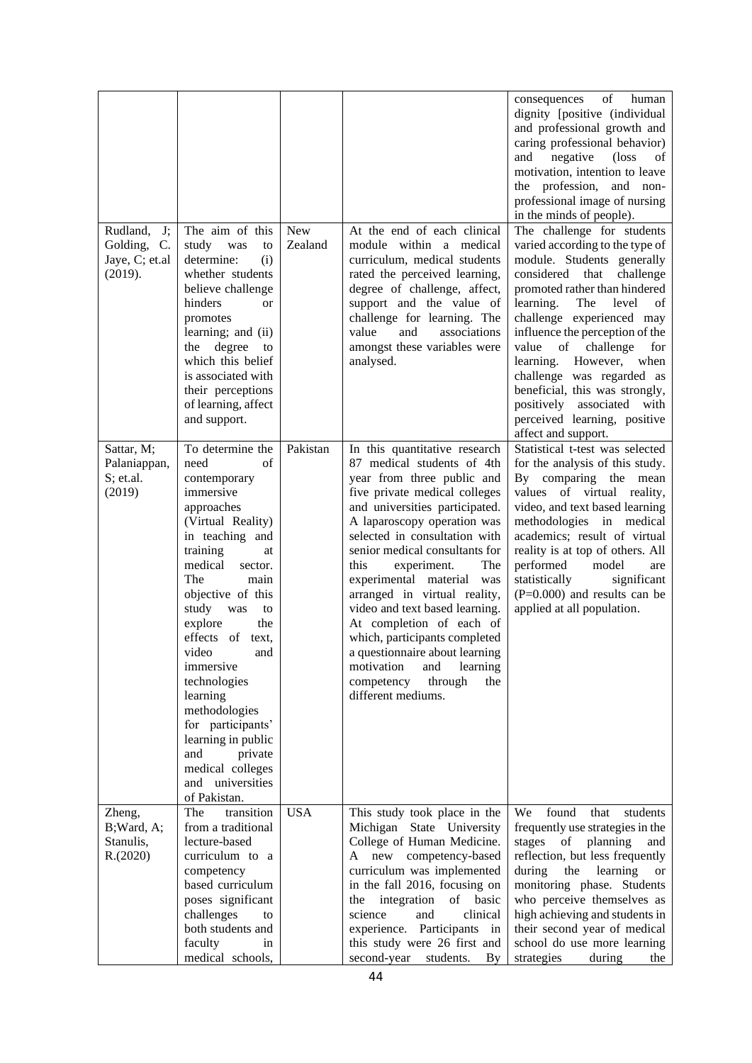| | | | | |
|---|---|---|---|---|
| | | | | consequences of human dignity [positive (individual and professional growth and caring professional behavior) and negative (loss of motivation, intention to leave the profession, and non-professional image of nursing in the minds of people). |
| Rudland, J; Golding, C. Jaye, C; et.al (2019). | The aim of this study was to determine: (i) whether students believe challenge hinders or promotes learning; and (ii) the degree to which this belief is associated with their perceptions of learning, affect and support. | New Zealand | At the end of each clinical module within a medical curriculum, medical students rated the perceived learning, degree of challenge, affect, support and the value of challenge for learning. The value and associations amongst these variables were analysed. | The challenge for students varied according to the type of module. Students generally considered that challenge promoted rather than hindered learning. The level of challenge experienced may influence the perception of the value of challenge for learning. However, when challenge was regarded as beneficial, this was strongly, positively associated with perceived learning, positive affect and support. |
| Sattar, M; Palaniappan, S; et.al. (2019) | To determine the need of contemporary immersive approaches (Virtual Reality) in teaching and training at medical sector. The main objective of this study was to explore the effects of text, video and immersive technologies learning methodologies for participants' learning in public and private medical colleges and universities of Pakistan. | Pakistan | In this quantitative research 87 medical students of 4th year from three public and five private medical colleges and universities participated. A laparoscopy operation was selected in consultation with senior medical consultants for this experiment. The experimental material was arranged in virtual reality, video and text based learning. At completion of each of which, participants completed a questionnaire about learning motivation and learning competency through the different mediums. | Statistical t-test was selected for the analysis of this study. By comparing the mean values of virtual reality, video, and text based learning methodologies in medical academics; result of virtual reality is at top of others. All performed model are statistically significant (P=0.000) and results can be applied at all population. |
| Zheng, B;Ward, A; Stanulis, R.(2020) | The transition from a traditional lecture-based curriculum to a competency based curriculum poses significant challenges to both students and faculty in medical schools, | USA | This study took place in the Michigan State University College of Human Medicine. A new competency-based curriculum was implemented in the fall 2016, focusing on the integration of basic science and clinical experience. Participants in this study were 26 first and second-year students. By | We found that students frequently use strategies in the stages of planning and reflection, but less frequently during the learning or monitoring phase. Students who perceive themselves as high achieving and students in their second year of medical school do use more learning strategies during the |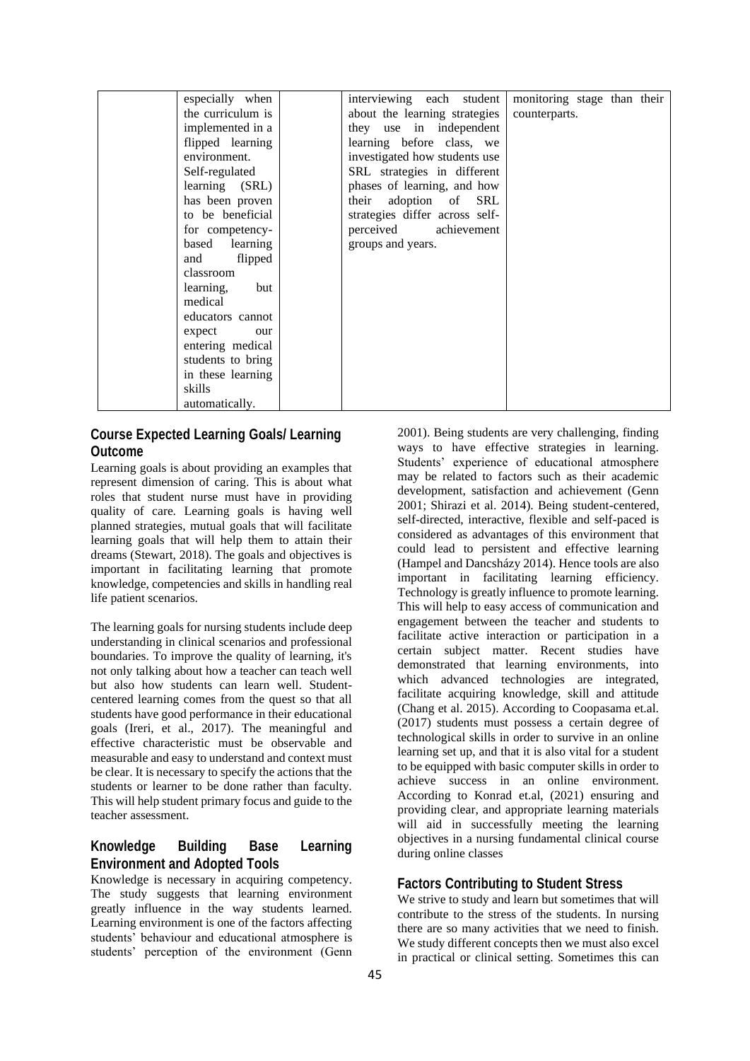| | | | | |
|---|---|---|---|---|
| | especially when the curriculum is implemented in a flipped learning environment. Self-regulated learning (SRL) has been proven to be beneficial for competency-based learning and flipped classroom learning, but medical educators cannot expect our entering medical students to bring in these learning skills automatically. | | interviewing each student about the learning strategies they use in independent learning before class, we investigated how students use SRL strategies in different phases of learning, and how their adoption of SRL strategies differ across self-perceived achievement groups and years. | monitoring stage than their counterparts. |

### Course Expected Learning Goals/ Learning Outcome

Learning goals is about providing an examples that represent dimension of caring. This is about what roles that student nurse must have in providing quality of care. Learning goals is having well planned strategies, mutual goals that will facilitate learning goals that will help them to attain their dreams (Stewart, 2018). The goals and objectives is important in facilitating learning that promote knowledge, competencies and skills in handling real life patient scenarios.

The learning goals for nursing students include deep understanding in clinical scenarios and professional boundaries. To improve the quality of learning, it's not only talking about how a teacher can teach well but also how students can learn well. Student-centered learning comes from the quest so that all students have good performance in their educational goals (Ireri, et al., 2017). The meaningful and effective characteristic must be observable and measurable and easy to understand and context must be clear. It is necessary to specify the actions that the students or learner to be done rather than faculty. This will help student primary focus and guide to the teacher assessment.

### Knowledge Building Base Learning Environment and Adopted Tools

Knowledge is necessary in acquiring competency. The study suggests that learning environment greatly influence in the way students learned. Learning environment is one of the factors affecting students' behaviour and educational atmosphere is students' perception of the environment (Genn 2001). Being students are very challenging, finding ways to have effective strategies in learning. Students' experience of educational atmosphere may be related to factors such as their academic development, satisfaction and achievement (Genn 2001; Shirazi et al. 2014). Being student-centered, self-directed, interactive, flexible and self-paced is considered as advantages of this environment that could lead to persistent and effective learning (Hampel and Dancsházy 2014). Hence tools are also important in facilitating learning efficiency. Technology is greatly influence to promote learning. This will help to easy access of communication and engagement between the teacher and students to facilitate active interaction or participation in a certain subject matter. Recent studies have demonstrated that learning environments, into which advanced technologies are integrated, facilitate acquiring knowledge, skill and attitude (Chang et al. 2015). According to Coopasama et.al. (2017) students must possess a certain degree of technological skills in order to survive in an online learning set up, and that it is also vital for a student to be equipped with basic computer skills in order to achieve success in an online environment. According to Konrad et.al, (2021) ensuring and providing clear, and appropriate learning materials will aid in successfully meeting the learning objectives in a nursing fundamental clinical course during online classes

### Factors Contributing to Student Stress

We strive to study and learn but sometimes that will contribute to the stress of the students. In nursing there are so many activities that we need to finish. We study different concepts then we must also excel in practical or clinical setting. Sometimes this can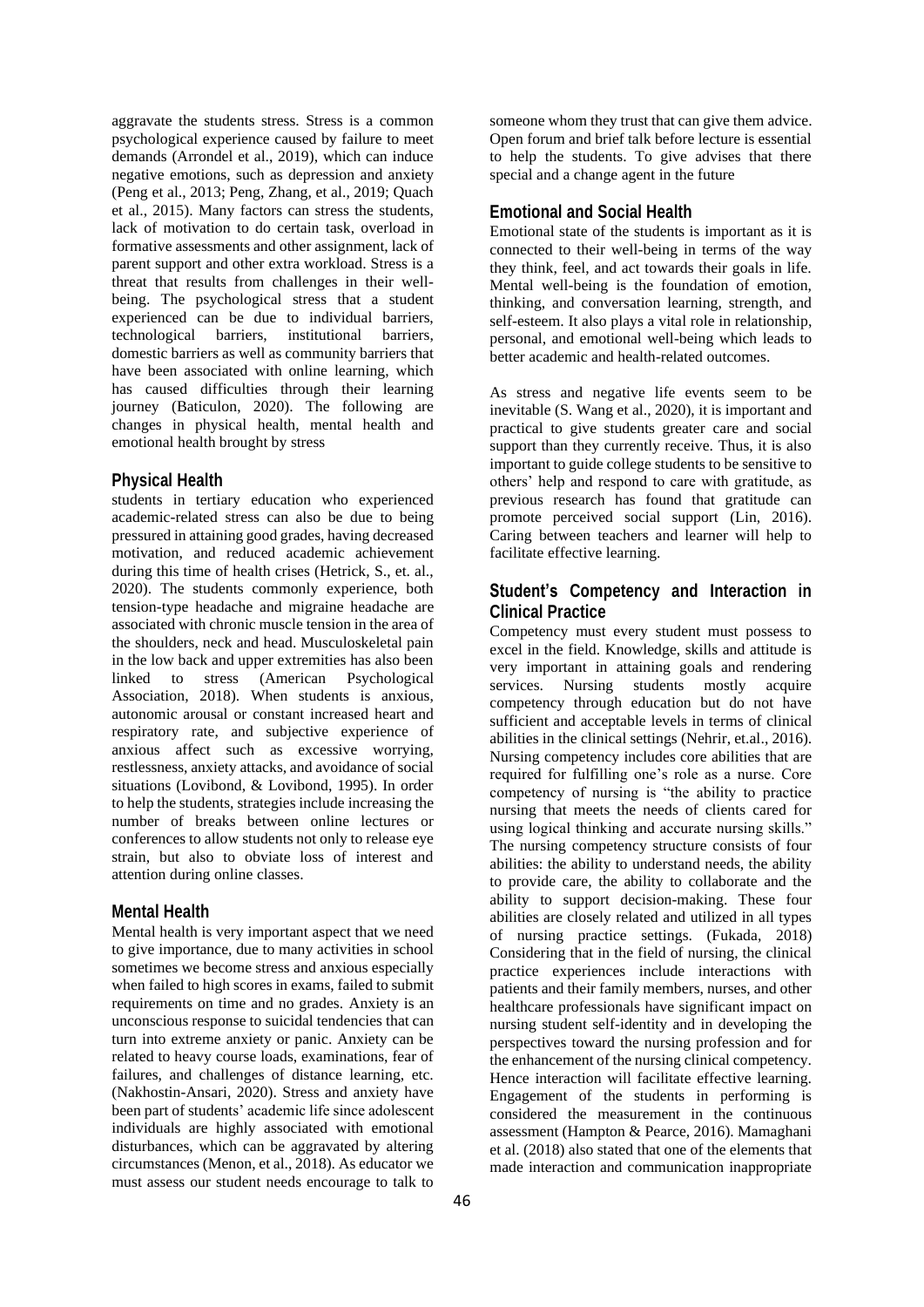aggravate the students stress. Stress is a common psychological experience caused by failure to meet demands (Arrondel et al., 2019), which can induce negative emotions, such as depression and anxiety (Peng et al., 2013; Peng, Zhang, et al., 2019; Quach et al., 2015). Many factors can stress the students, lack of motivation to do certain task, overload in formative assessments and other assignment, lack of parent support and other extra workload. Stress is a threat that results from challenges in their well-being. The psychological stress that a student experienced can be due to individual barriers, technological barriers, institutional barriers, domestic barriers as well as community barriers that have been associated with online learning, which has caused difficulties through their learning journey (Baticulon, 2020). The following are changes in physical health, mental health and emotional health brought by stress

## Physical Health

students in tertiary education who experienced academic-related stress can also be due to being pressured in attaining good grades, having decreased motivation, and reduced academic achievement during this time of health crises (Hetrick, S., et. al., 2020). The students commonly experience, both tension-type headache and migraine headache are associated with chronic muscle tension in the area of the shoulders, neck and head. Musculoskeletal pain in the low back and upper extremities has also been linked to stress (American Psychological Association, 2018). When students is anxious, autonomic arousal or constant increased heart and respiratory rate, and subjective experience of anxious affect such as excessive worrying, restlessness, anxiety attacks, and avoidance of social situations (Lovibond, & Lovibond, 1995). In order to help the students, strategies include increasing the number of breaks between online lectures or conferences to allow students not only to release eye strain, but also to obviate loss of interest and attention during online classes.

## Mental Health

Mental health is very important aspect that we need to give importance, due to many activities in school sometimes we become stress and anxious especially when failed to high scores in exams, failed to submit requirements on time and no grades. Anxiety is an unconscious response to suicidal tendencies that can turn into extreme anxiety or panic. Anxiety can be related to heavy course loads, examinations, fear of failures, and challenges of distance learning, etc. (Nakhostin-Ansari, 2020). Stress and anxiety have been part of students' academic life since adolescent individuals are highly associated with emotional disturbances, which can be aggravated by altering circumstances (Menon, et al., 2018). As educator we must assess our student needs encourage to talk to someone whom they trust that can give them advice. Open forum and brief talk before lecture is essential to help the students. To give advises that there special and a change agent in the future

## Emotional and Social Health

Emotional state of the students is important as it is connected to their well-being in terms of the way they think, feel, and act towards their goals in life. Mental well-being is the foundation of emotion, thinking, and conversation learning, strength, and self-esteem. It also plays a vital role in relationship, personal, and emotional well-being which leads to better academic and health-related outcomes.

As stress and negative life events seem to be inevitable (S. Wang et al., 2020), it is important and practical to give students greater care and social support than they currently receive. Thus, it is also important to guide college students to be sensitive to others' help and respond to care with gratitude, as previous research has found that gratitude can promote perceived social support (Lin, 2016). Caring between teachers and learner will help to facilitate effective learning.

## Student's Competency and Interaction in Clinical Practice

Competency must every student must possess to excel in the field. Knowledge, skills and attitude is very important in attaining goals and rendering services. Nursing students mostly acquire competency through education but do not have sufficient and acceptable levels in terms of clinical abilities in the clinical settings (Nehrir, et.al., 2016). Nursing competency includes core abilities that are required for fulfilling one's role as a nurse. Core competency of nursing is "the ability to practice nursing that meets the needs of clients cared for using logical thinking and accurate nursing skills." The nursing competency structure consists of four abilities: the ability to understand needs, the ability to provide care, the ability to collaborate and the ability to support decision-making. These four abilities are closely related and utilized in all types of nursing practice settings. (Fukada, 2018) Considering that in the field of nursing, the clinical practice experiences include interactions with patients and their family members, nurses, and other healthcare professionals have significant impact on nursing student self-identity and in developing the perspectives toward the nursing profession and for the enhancement of the nursing clinical competency. Hence interaction will facilitate effective learning. Engagement of the students in performing is considered the measurement in the continuous assessment (Hampton & Pearce, 2016). Mamaghani et al. (2018) also stated that one of the elements that made interaction and communication inappropriate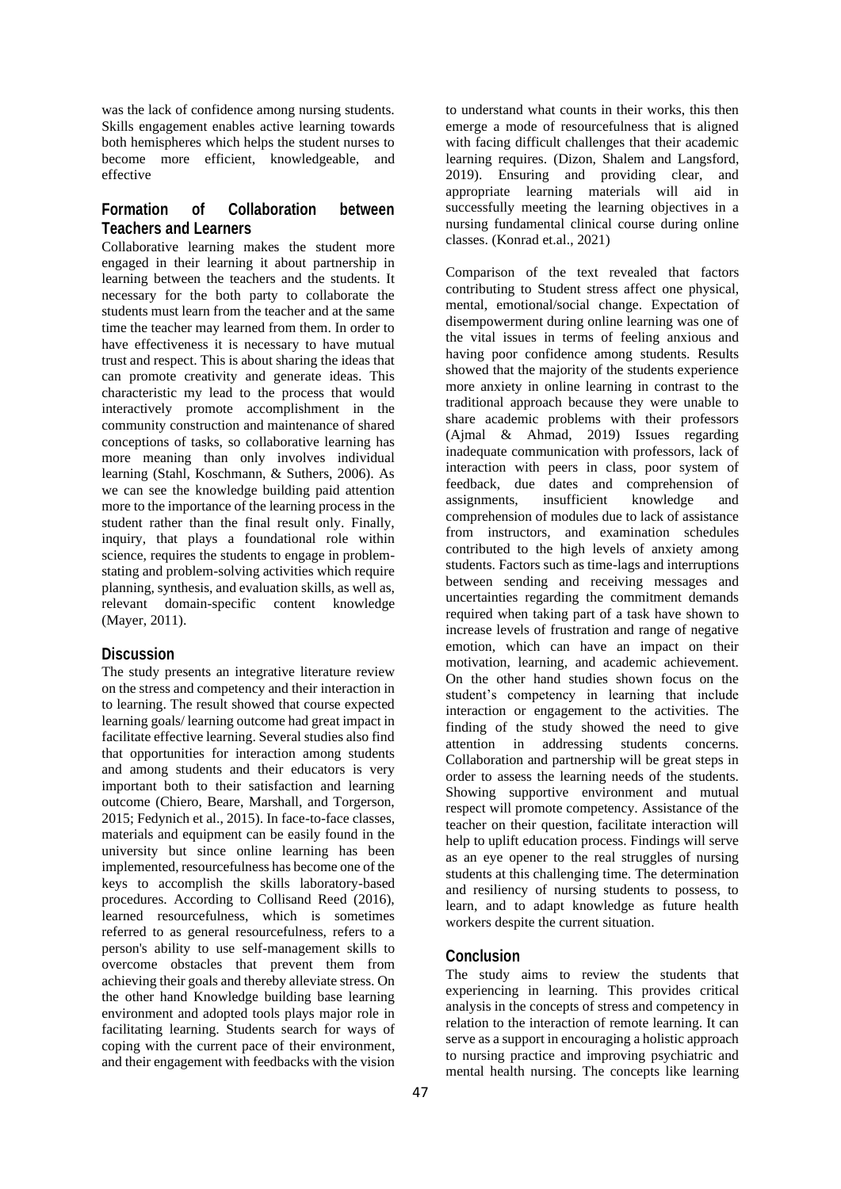was the lack of confidence among nursing students. Skills engagement enables active learning towards both hemispheres which helps the student nurses to become more efficient, knowledgeable, and effective

## Formation of Collaboration between Teachers and Learners

Collaborative learning makes the student more engaged in their learning it about partnership in learning between the teachers and the students. It necessary for the both party to collaborate the students must learn from the teacher and at the same time the teacher may learned from them. In order to have effectiveness it is necessary to have mutual trust and respect. This is about sharing the ideas that can promote creativity and generate ideas. This characteristic my lead to the process that would interactively promote accomplishment in the community construction and maintenance of shared conceptions of tasks, so collaborative learning has more meaning than only involves individual learning (Stahl, Koschmann, & Suthers, 2006). As we can see the knowledge building paid attention more to the importance of the learning process in the student rather than the final result only. Finally, inquiry, that plays a foundational role within science, requires the students to engage in problem-stating and problem-solving activities which require planning, synthesis, and evaluation skills, as well as, relevant domain-specific content knowledge (Mayer, 2011).

## Discussion

The study presents an integrative literature review on the stress and competency and their interaction in to learning. The result showed that course expected learning goals/ learning outcome had great impact in facilitate effective learning. Several studies also find that opportunities for interaction among students and among students and their educators is very important both to their satisfaction and learning outcome (Chiero, Beare, Marshall, and Torgerson, 2015; Fedynich et al., 2015). In face-to-face classes, materials and equipment can be easily found in the university but since online learning has been implemented, resourcefulness has become one of the keys to accomplish the skills laboratory-based procedures. According to Collisand Reed (2016), learned resourcefulness, which is sometimes referred to as general resourcefulness, refers to a person's ability to use self-management skills to overcome obstacles that prevent them from achieving their goals and thereby alleviate stress. On the other hand Knowledge building base learning environment and adopted tools plays major role in facilitating learning. Students search for ways of coping with the current pace of their environment, and their engagement with feedbacks with the vision to understand what counts in their works, this then emerge a mode of resourcefulness that is aligned with facing difficult challenges that their academic learning requires. (Dizon, Shalem and Langsford, 2019). Ensuring and providing clear, and appropriate learning materials will aid in successfully meeting the learning objectives in a nursing fundamental clinical course during online classes. (Konrad et.al., 2021)

Comparison of the text revealed that factors contributing to Student stress affect one physical, mental, emotional/social change. Expectation of disempowerment during online learning was one of the vital issues in terms of feeling anxious and having poor confidence among students. Results showed that the majority of the students experience more anxiety in online learning in contrast to the traditional approach because they were unable to share academic problems with their professors (Ajmal & Ahmad, 2019) Issues regarding inadequate communication with professors, lack of interaction with peers in class, poor system of feedback, due dates and comprehension of assignments, insufficient knowledge and comprehension of modules due to lack of assistance from instructors, and examination schedules contributed to the high levels of anxiety among students. Factors such as time-lags and interruptions between sending and receiving messages and uncertainties regarding the commitment demands required when taking part of a task have shown to increase levels of frustration and range of negative emotion, which can have an impact on their motivation, learning, and academic achievement. On the other hand studies shown focus on the student's competency in learning that include interaction or engagement to the activities. The finding of the study showed the need to give attention in addressing students concerns. Collaboration and partnership will be great steps in order to assess the learning needs of the students. Showing supportive environment and mutual respect will promote competency. Assistance of the teacher on their question, facilitate interaction will help to uplift education process. Findings will serve as an eye opener to the real struggles of nursing students at this challenging time. The determination and resiliency of nursing students to possess, to learn, and to adapt knowledge as future health workers despite the current situation.

## Conclusion

The study aims to review the students that experiencing in learning. This provides critical analysis in the concepts of stress and competency in relation to the interaction of remote learning. It can serve as a support in encouraging a holistic approach to nursing practice and improving psychiatric and mental health nursing. The concepts like learning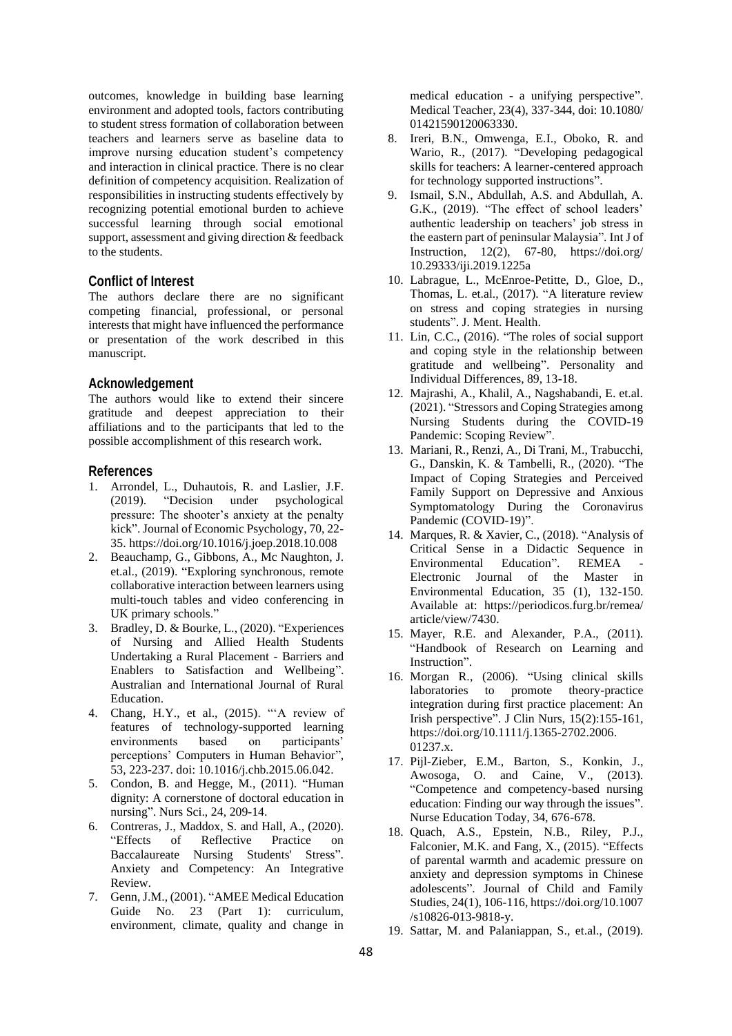outcomes, knowledge in building base learning environment and adopted tools, factors contributing to student stress formation of collaboration between teachers and learners serve as baseline data to improve nursing education student's competency and interaction in clinical practice. There is no clear definition of competency acquisition. Realization of responsibilities in instructing students effectively by recognizing potential emotional burden to achieve successful learning through social emotional support, assessment and giving direction & feedback to the students.

## Conflict of Interest

The authors declare there are no significant competing financial, professional, or personal interests that might have influenced the performance or presentation of the work described in this manuscript.

## Acknowledgement

The authors would like to extend their sincere gratitude and deepest appreciation to their affiliations and to the participants that led to the possible accomplishment of this research work.

## References

1. Arrondel, L., Duhautois, R. and Laslier, J.F. (2019). "Decision under psychological pressure: The shooter's anxiety at the penalty kick". Journal of Economic Psychology, 70, 22-35. https://doi.org/10.1016/j.joep.2018.10.008
2. Beauchamp, G., Gibbons, A., Mc Naughton, J. et.al., (2019). "Exploring synchronous, remote collaborative interaction between learners using multi-touch tables and video conferencing in UK primary schools."
3. Bradley, D. & Bourke, L., (2020). "Experiences of Nursing and Allied Health Students Undertaking a Rural Placement - Barriers and Enablers to Satisfaction and Wellbeing". Australian and International Journal of Rural Education.
4. Chang, H.Y., et al., (2015). "'A review of features of technology-supported learning environments based on participants' perceptions' Computers in Human Behavior", 53, 223-237. doi: 10.1016/j.chb.2015.06.042.
5. Condon, B. and Hegge, M., (2011). "Human dignity: A cornerstone of doctoral education in nursing". Nurs Sci., 24, 209-14.
6. Contreras, J., Maddox, S. and Hall, A., (2020). "Effects of Reflective Practice on Baccalaureate Nursing Students' Stress". Anxiety and Competency: An Integrative Review.
7. Genn, J.M., (2001). "AMEE Medical Education Guide No. 23 (Part 1): curriculum, environment, climate, quality and change in medical education - a unifying perspective". Medical Teacher, 23(4), 337-344, doi: 10.1080/01421590120063330.
8. Ireri, B.N., Omwenga, E.I., Oboko, R. and Wario, R., (2017). "Developing pedagogical skills for teachers: A learner-centered approach for technology supported instructions".
9. Ismail, S.N., Abdullah, A.S. and Abdullah, A. G.K., (2019). "The effect of school leaders' authentic leadership on teachers' job stress in the eastern part of peninsular Malaysia". Int J of Instruction, 12(2), 67-80, https://doi.org/10.29333/iji.2019.1225a
10. Labrague, L., McEnroe-Petitte, D., Gloe, D., Thomas, L. et.al., (2017). "A literature review on stress and coping strategies in nursing students". J. Ment. Health.
11. Lin, C.C., (2016). "The roles of social support and coping style in the relationship between gratitude and wellbeing". Personality and Individual Differences, 89, 13-18.
12. Majrashi, A., Khalil, A., Nagshabandi, E. et.al. (2021). "Stressors and Coping Strategies among Nursing Students during the COVID-19 Pandemic: Scoping Review".
13. Mariani, R., Renzi, A., Di Trani, M., Trabucchi, G., Danskin, K. & Tambelli, R., (2020). "The Impact of Coping Strategies and Perceived Family Support on Depressive and Anxious Symptomatology During the Coronavirus Pandemic (COVID-19)".
14. Marques, R. & Xavier, C., (2018). "Analysis of Critical Sense in a Didactic Sequence in Environmental Education". REMEA - Electronic Journal of the Master in Environmental Education, 35 (1), 132-150. Available at: https://periodicos.furg.br/remea/article/view/7430.
15. Mayer, R.E. and Alexander, P.A., (2011). "Handbook of Research on Learning and Instruction".
16. Morgan R., (2006). "Using clinical skills laboratories to promote theory-practice integration during first practice placement: An Irish perspective". J Clin Nurs, 15(2):155-161, https://doi.org/10.1111/j.1365-2702.2006.01237.x.
17. Pijl-Zieber, E.M., Barton, S., Konkin, J., Awosoga, O. and Caine, V., (2013). "Competence and competency-based nursing education: Finding our way through the issues". Nurse Education Today, 34, 676-678.
18. Quach, A.S., Epstein, N.B., Riley, P.J., Falconier, M.K. and Fang, X., (2015). "Effects of parental warmth and academic pressure on anxiety and depression symptoms in Chinese adolescents". Journal of Child and Family Studies, 24(1), 106-116, https://doi.org/10.1007/s10826-013-9818-y.
19. Sattar, M. and Palaniappan, S., et.al., (2019).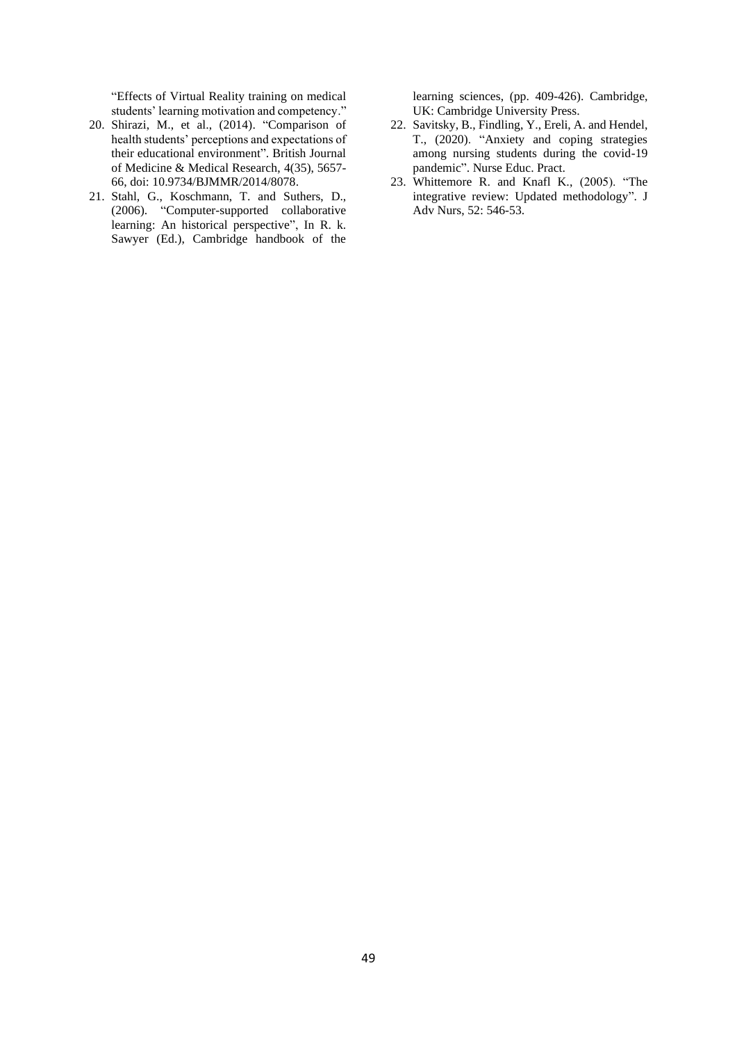"Effects of Virtual Reality training on medical students' learning motivation and competency."

20. Shirazi, M., et al., (2014). "Comparison of health students' perceptions and expectations of their educational environment". British Journal of Medicine & Medical Research, 4(35), 5657-66, doi: 10.9734/BJMMR/2014/8078.
21. Stahl, G., Koschmann, T. and Suthers, D., (2006). "Computer-supported collaborative learning: An historical perspective", In R. k. Sawyer (Ed.), Cambridge handbook of the learning sciences, (pp. 409-426). Cambridge, UK: Cambridge University Press.
22. Savitsky, B., Findling, Y., Ereli, A. and Hendel, T., (2020). "Anxiety and coping strategies among nursing students during the covid-19 pandemic". Nurse Educ. Pract.
23. Whittemore R. and Knafl K., (2005). "The integrative review: Updated methodology". J Adv Nurs, 52: 546-53.